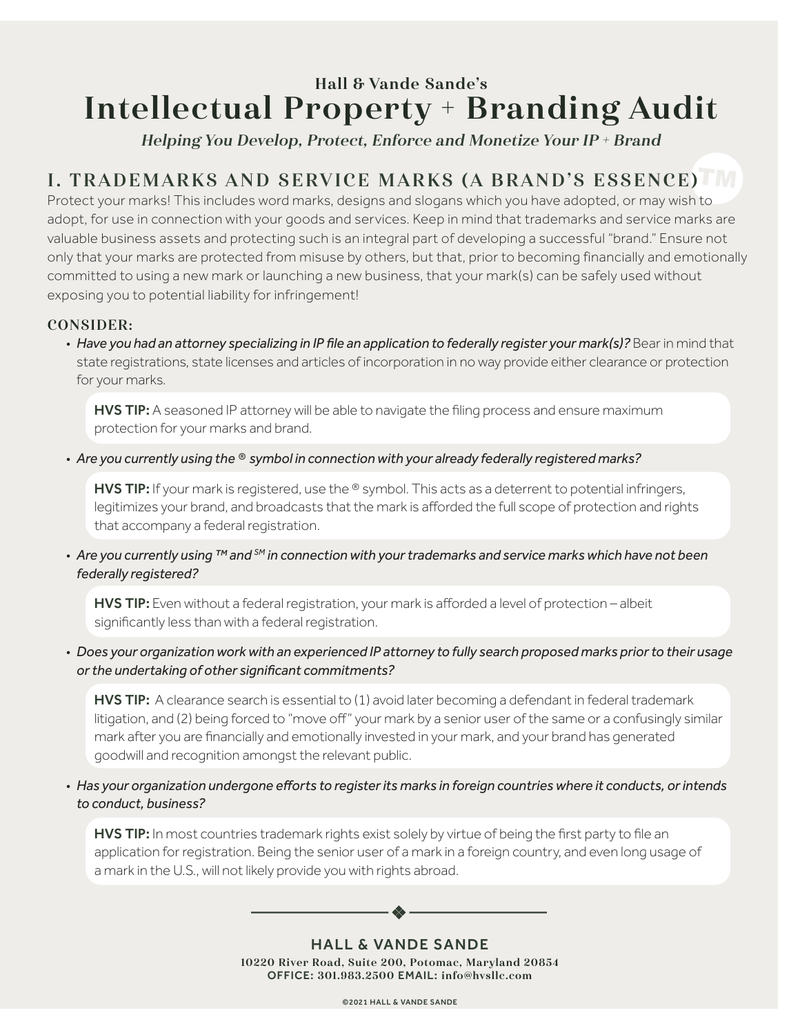Hall & Vande Sande's

# Intellectual Property + Branding Audit

*Helping You Develop, Protect, Enforce and Monetize Your IP + Brand*

## I. TRADEMARKS AND SERVICE MARKS (A BRAND'S ESSENCE)

Protect your marks! This includes word marks, designs and slogans which you have adopted, or may wish to adopt, for use in connection with your goods and services. Keep in mind that trademarks and service marks are valuable business assets and protecting such is an integral part of developing a successful "brand." Ensure not only that your marks are protected from misuse by others, but that, prior to becoming financially and emotionally committed to using a new mark or launching a new business, that your mark(s) can be safely used without exposing you to potential liability for infringement!

### CONSIDER:

- *Have you had an attorney specializing in IP file an application to federally register your mark(s)?* Bear in mind that state registrations, state licenses and articles of incorporation in no way provide either clearance or protection for your marks.

  **HVS TIP:** A seasoned IP attorney will be able to navigate the filing process and ensure maximum protection for your marks and brand.

- *Are you currently using the ® symbol in connection with your already federally registered marks?*

  **HVS TIP:** If your mark is registered, use the ® symbol. This acts as a deterrent to potential infringers, legitimizes your brand, and broadcasts that the mark is afforded the full scope of protection and rights that accompany a federal registration.

- *Are you currently using ™ and SM in connection with your trademarks and service marks which have not been federally registered?*

  **HVS TIP:** Even without a federal registration, your mark is afforded a level of protection – albeit significantly less than with a federal registration.

- *Does your organization work with an experienced IP attorney to fully search proposed marks prior to their usage or the undertaking of other significant commitments?*

  **HVS TIP:** A clearance search is essential to (1) avoid later becoming a defendant in federal trademark litigation, and (2) being forced to "move off" your mark by a senior user of the same or a confusingly similar mark after you are financially and emotionally invested in your mark, and your brand has generated goodwill and recognition amongst the relevant public.

- *Has your organization undergone efforts to register its marks in foreign countries where it conducts, or intends to conduct, business?*

  **HVS TIP:** In most countries trademark rights exist solely by virtue of being the first party to file an application for registration. Being the senior user of a mark in a foreign country, and even long usage of a mark in the U.S., will not likely provide you with rights abroad.

HALL & VANDE SANDE
10220 River Road, Suite 200, Potomac, Maryland 20854
OFFICE: 301.983.2500 EMAIL: info@hvsllc.com

©2021 HALL & VANDE SANDE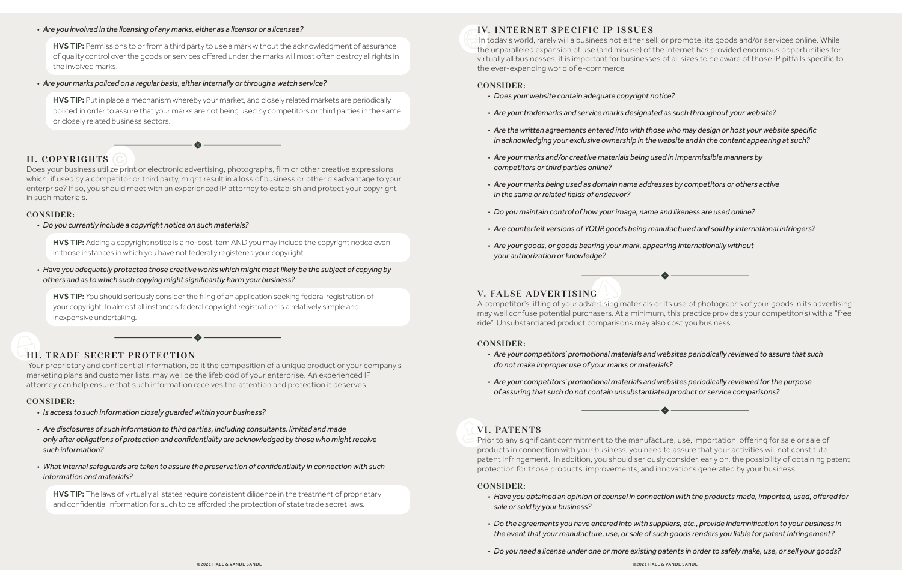- *Are you involved in the licensing of any marks, either as a licensor or a licensee?*

  **HVS TIP:** Permissions to or from a third party to use a mark without the acknowledgment of assurance of quality control over the goods or services offered under the marks will most often destroy all rights in the involved marks.

- *Are your marks policed on a regular basis, either internally or through a watch service?*

  **HVS TIP:** Put in place a mechanism whereby your market, and closely related markets are periodically policed in order to assure that your marks are not being used by competitors or third parties in the same or closely related business sectors.

## II. COPYRIGHTS

Does your business utilize print or electronic advertising, photographs, film or other creative expressions which, if used by a competitor or third party, might result in a loss of business or other disadvantage to your enterprise? If so, you should meet with an experienced IP attorney to establish and protect your copyright in such materials.

### CONSIDER:

- *Do you currently include a copyright notice on such materials?*

  **HVS TIP:** Adding a copyright notice is a no-cost item AND you may include the copyright notice even in those instances in which you have not federally registered your copyright.

- *Have you adequately protected those creative works which might most likely be the subject of copying by others and as to which such copying might significantly harm your business?*

  **HVS TIP:** You should seriously consider the filing of an application seeking federal registration of your copyright. In almost all instances federal copyright registration is a relatively simple and inexpensive undertaking.

## III. TRADE SECRET PROTECTION

Your proprietary and confidential information, be it the composition of a unique product or your company's marketing plans and customer lists, may well be the lifeblood of your enterprise. An experienced IP attorney can help ensure that such information receives the attention and protection it deserves.

### CONSIDER:

- *Is access to such information closely guarded within your business?*
- *Are disclosures of such information to third parties, including consultants, limited and made only after obligations of protection and confidentiality are acknowledged by those who might receive such information?*
- *What internal safeguards are taken to assure the preservation of confidentiality in connection with such information and materials?*

  **HVS TIP:** The laws of virtually all states require consistent diligence in the treatment of proprietary and confidential information for such to be afforded the protection of state trade secret laws.

## IV. INTERNET SPECIFIC IP ISSUES

In today's world, rarely will a business not either sell, or promote, its goods and/or services online. While the unparalleled expansion of use (and misuse) of the internet has provided enormous opportunities for virtually all businesses, it is important for businesses of all sizes to be aware of those IP pitfalls specific to the ever-expanding world of e-commerce

### CONSIDER:

- *Does your website contain adequate copyright notice?*
- *Are your trademarks and service marks designated as such throughout your website?*
- *Are the written agreements entered into with those who may design or host your website specific in acknowledging your exclusive ownership in the website and in the content appearing at such?*
- *Are your marks and/or creative materials being used in impermissible manners by competitors or third parties online?*
- *Are your marks being used as domain name addresses by competitors or others active in the same or related fields of endeavor?*
- *Do you maintain control of how your image, name and likeness are used online?*
- *Are counterfeit versions of YOUR goods being manufactured and sold by international infringers?*
- *Are your goods, or goods bearing your mark, appearing internationally without your authorization or knowledge?*

## V. FALSE ADVERTISING

A competitor's lifting of your advertising materials or its use of photographs of your goods in its advertising may well confuse potential purchasers. At a minimum, this practice provides your competitor(s) with a "free ride". Unsubstantiated product comparisons may also cost you business.

### CONSIDER:

- *Are your competitors' promotional materials and websites periodically reviewed to assure that such do not make improper use of your marks or materials?*
- *Are your competitors' promotional materials and websites periodically reviewed for the purpose of assuring that such do not contain unsubstantiated product or service comparisons?*

## VI. PATENTS

Prior to any significant commitment to the manufacture, use, importation, offering for sale or sale of products in connection with your business, you need to assure that your activities will not constitute patent infringement. In addition, you should seriously consider, early on, the possibility of obtaining patent protection for those products, improvements, and innovations generated by your business.

### CONSIDER:

- *Have you obtained an opinion of counsel in connection with the products made, imported, used, offered for sale or sold by your business?*
- *Do the agreements you have entered into with suppliers, etc., provide indemnification to your business in the event that your manufacture, use, or sale of such goods renders you liable for patent infringement?*
- *Do you need a license under one or more existing patents in order to safely make, use, or sell your goods?*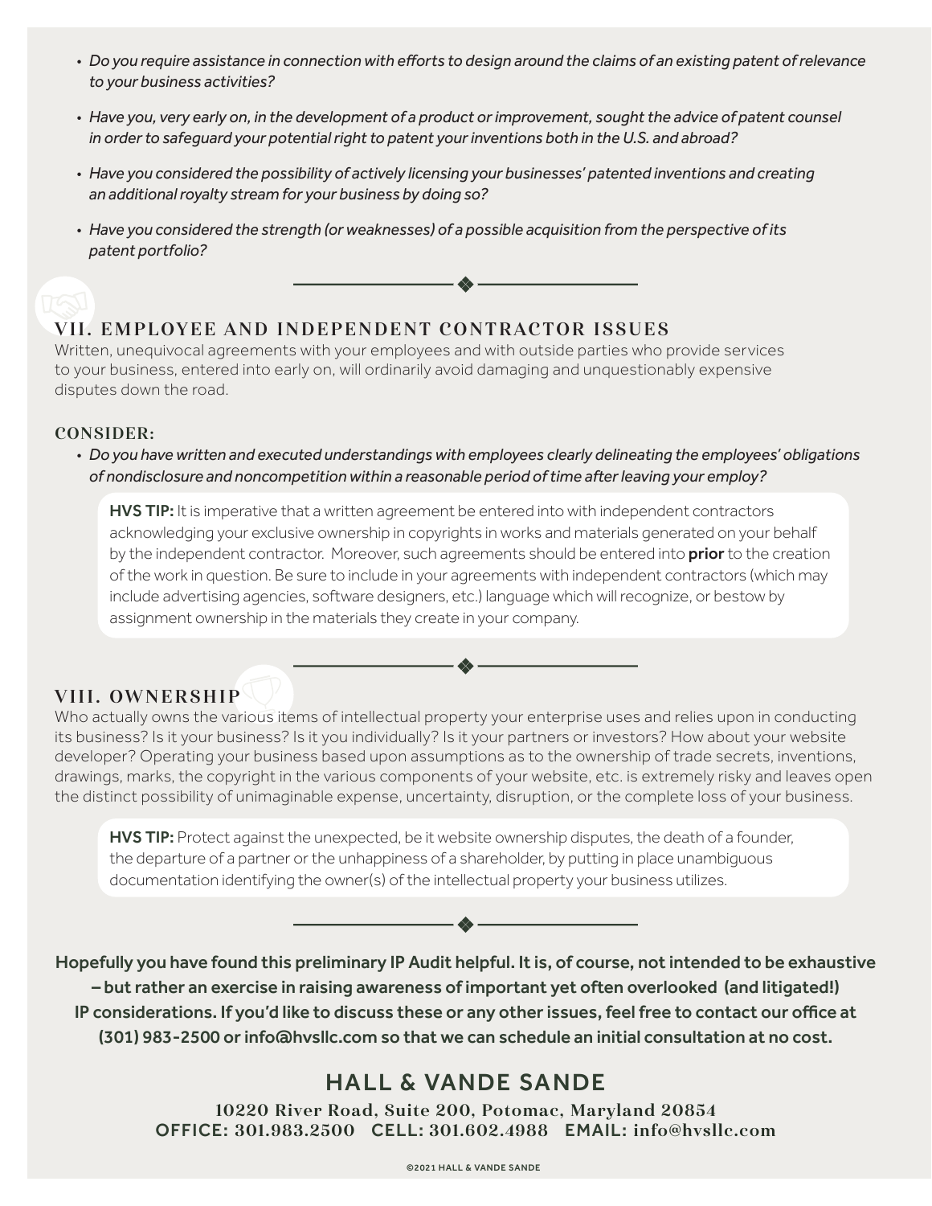- *Do you require assistance in connection with efforts to design around the claims of an existing patent of relevance to your business activities?*
- *Have you, very early on, in the development of a product or improvement, sought the advice of patent counsel in order to safeguard your potential right to patent your inventions both in the U.S. and abroad?*
- *Have you considered the possibility of actively licensing your businesses' patented inventions and creating an additional royalty stream for your business by doing so?*
- *Have you considered the strength (or weaknesses) of a possible acquisition from the perspective of its patent portfolio?*

## VII. EMPLOYEE AND INDEPENDENT CONTRACTOR ISSUES

Written, unequivocal agreements with your employees and with outside parties who provide services to your business, entered into early on, will ordinarily avoid damaging and unquestionably expensive disputes down the road.

### CONSIDER:

- *Do you have written and executed understandings with employees clearly delineating the employees' obligations of nondisclosure and noncompetition within a reasonable period of time after leaving your employ?*

> **HVS TIP:** It is imperative that a written agreement be entered into with independent contractors acknowledging your exclusive ownership in copyrights in works and materials generated on your behalf by the independent contractor. Moreover, such agreements should be entered into **prior** to the creation of the work in question. Be sure to include in your agreements with independent contractors (which may include advertising agencies, software designers, etc.) language which will recognize, or bestow by assignment ownership in the materials they create in your company.

## VIII. OWNERSHIP

Who actually owns the various items of intellectual property your enterprise uses and relies upon in conducting its business? Is it your business? Is it you individually? Is it your partners or investors? How about your website developer? Operating your business based upon assumptions as to the ownership of trade secrets, inventions, drawings, marks, the copyright in the various components of your website, etc. is extremely risky and leaves open the distinct possibility of unimaginable expense, uncertainty, disruption, or the complete loss of your business.

> **HVS TIP:** Protect against the unexpected, be it website ownership disputes, the death of a founder, the departure of a partner or the unhappiness of a shareholder, by putting in place unambiguous documentation identifying the owner(s) of the intellectual property your business utilizes.

**Hopefully you have found this preliminary IP Audit helpful. It is, of course, not intended to be exhaustive – but rather an exercise in raising awareness of important yet often overlooked (and litigated!) IP considerations. If you'd like to discuss these or any other issues, feel free to contact our office at (301) 983-2500 or info@hvsllc.com so that we can schedule an initial consultation at no cost.**

## HALL & VANDE SANDE

**10220 River Road, Suite 200, Potomac, Maryland 20854**
**OFFICE: 301.983.2500 CELL: 301.602.4988 EMAIL: info@hvsllc.com**

©2021 HALL & VANDE SANDE